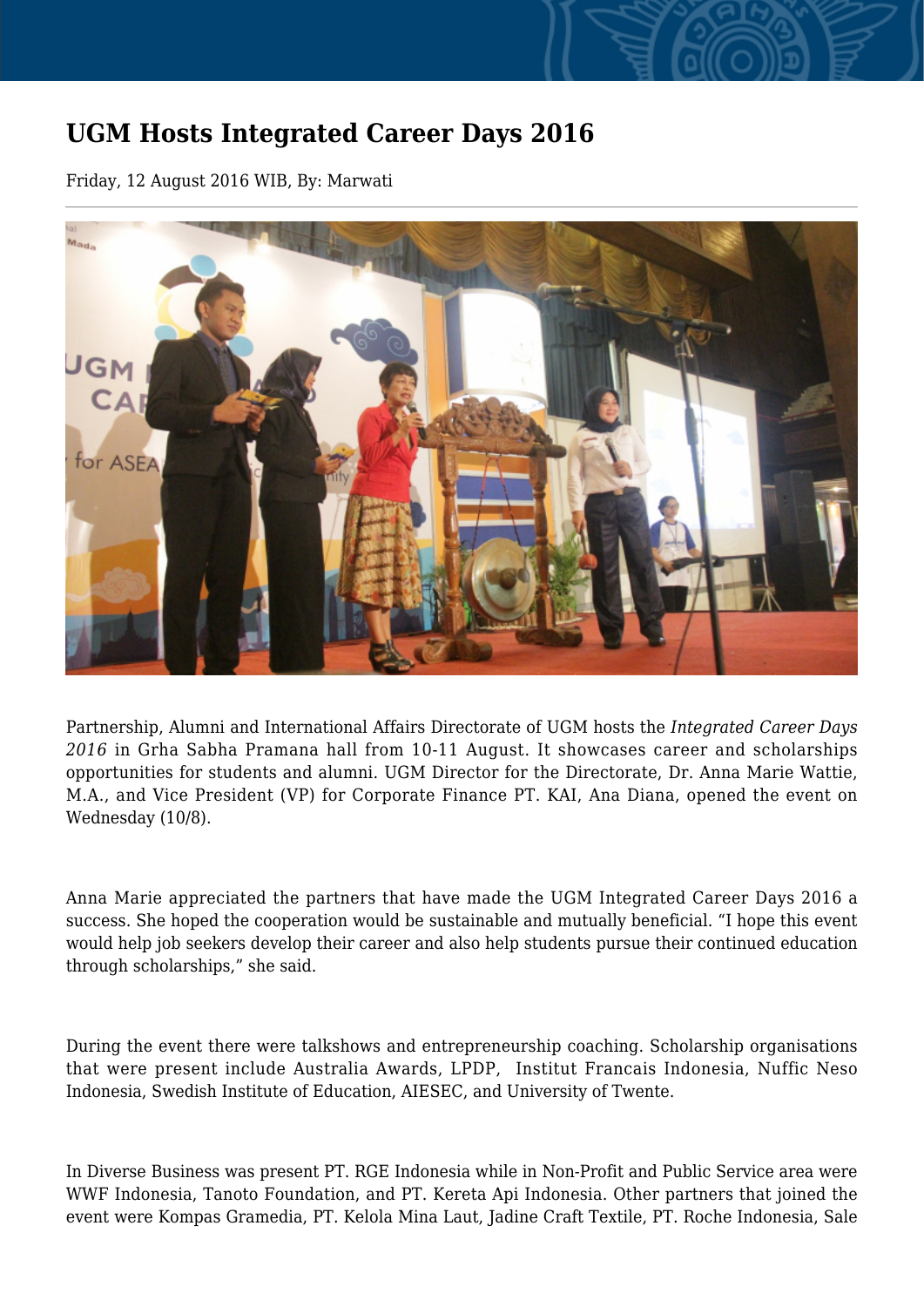# UGM Hosts Integrated Career Days 2016

Friday, 12 August 2016 WIB, By: Marwati

Partnership, Alumni and International Affairs Directorate of UGM hosts the *Integrated Career Days 2016* in Grha Sabha Pramana hall from 10-11 August. It showcases career and scholarships opportunities for students and alumni. UGM Director for the Directorate, Dr. Anna Marie Wattie, M.A., and Vice President (VP) for Corporate Finance PT. KAI, Ana Diana, opened the event on Wednesday (10/8).

Anna Marie appreciated the partners that have made the UGM Integrated Career Days 2016 a success. She hoped the cooperation would be sustainable and mutually beneficial. "I hope this event would help job seekers develop their career and also help students pursue their continued education through scholarships," she said.

During the event there were talkshows and entrepreneurship coaching. Scholarship organisations that were present include Australia Awards, LPDP, Institut Francais Indonesia, Nuffic Neso Indonesia, Swedish Institute of Education, AIESEC, and University of Twente.

In Diverse Business was present PT. RGE Indonesia while in Non-Profit and Public Service area were WWF Indonesia, Tanoto Foundation, and PT. Kereta Api Indonesia. Other partners that joined the event were Kompas Gramedia, PT. Kelola Mina Laut, Jadine Craft Textile, PT. Roche Indonesia, Sale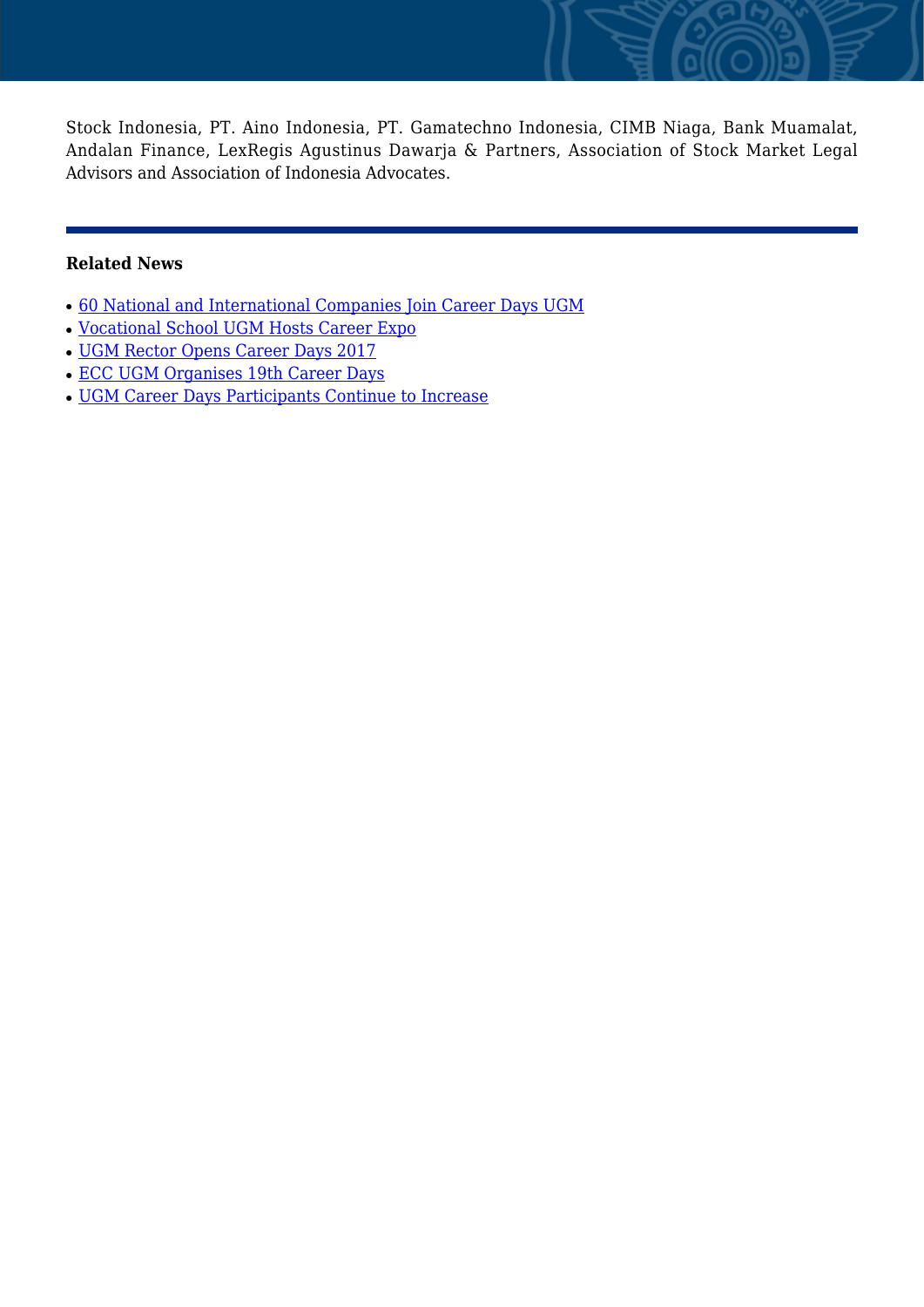Stock Indonesia, PT. Aino Indonesia, PT. Gamatechno Indonesia, CIMB Niaga, Bank Muamalat, Andalan Finance, LexRegis Agustinus Dawarja & Partners, Association of Stock Market Legal Advisors and Association of Indonesia Advocates.

---

**Related News**

- 60 National and International Companies Join Career Days UGM
- Vocational School UGM Hosts Career Expo
- UGM Rector Opens Career Days 2017
- ECC UGM Organises 19th Career Days
- UGM Career Days Participants Continue to Increase